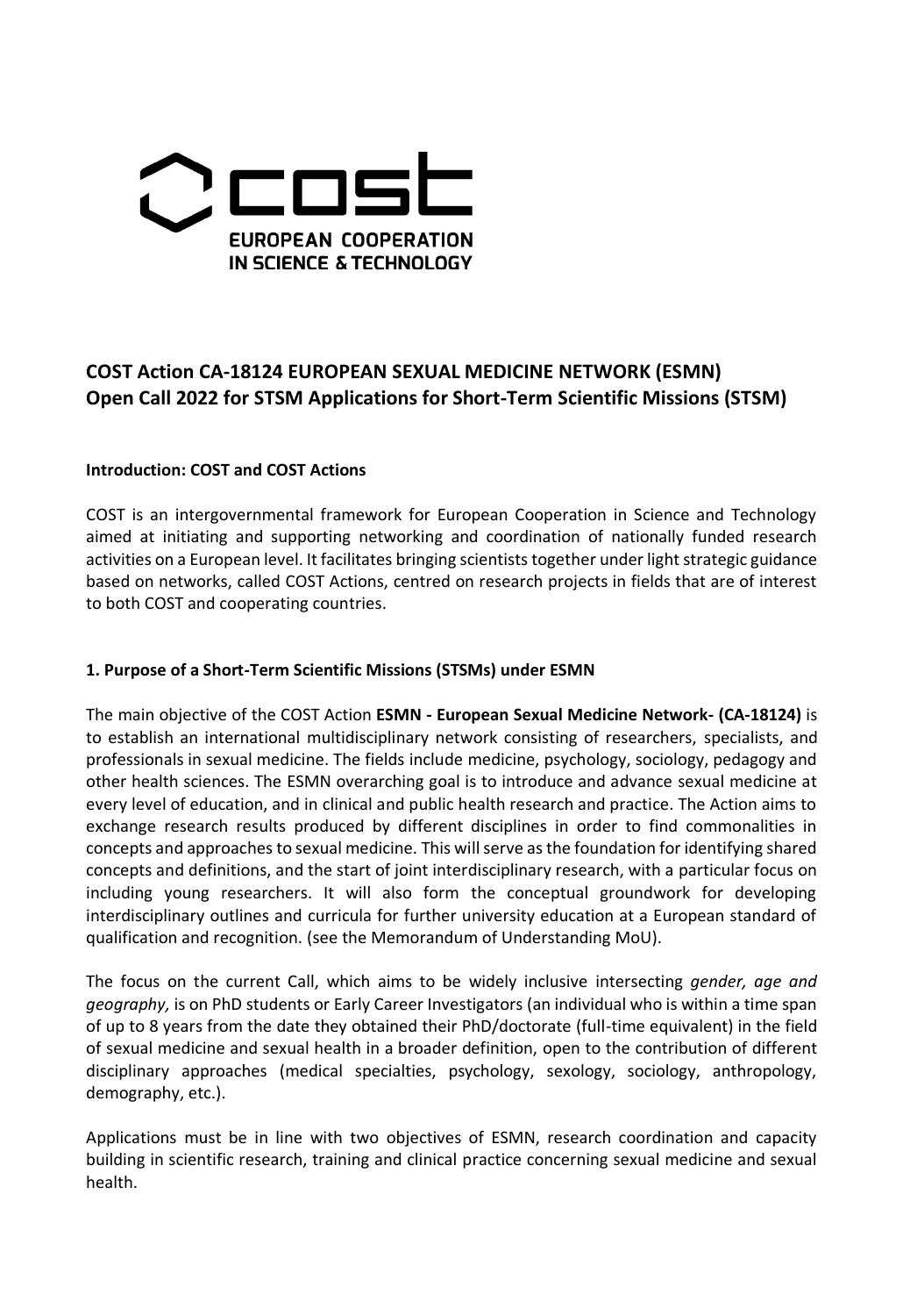## COST Action CA-18124 EUROPEAN SEXUAL MEDICINE NETWORK (ESMN) Open Call 2022 for STSM Applications for Short-Term Scientific Missions (STSM)

**Introduction: COST and COST Actions**

COST is an intergovernmental framework for European Cooperation in Science and Technology aimed at initiating and supporting networking and coordination of nationally funded research activities on a European level. It facilitates bringing scientists together under light strategic guidance based on networks, called COST Actions, centred on research projects in fields that are of interest to both COST and cooperating countries.

**1. Purpose of a Short-Term Scientific Missions (STSMs) under ESMN**

The main objective of the COST Action **ESMN - European Sexual Medicine Network- (CA-18124)** is to establish an international multidisciplinary network consisting of researchers, specialists, and professionals in sexual medicine. The fields include medicine, psychology, sociology, pedagogy and other health sciences. The ESMN overarching goal is to introduce and advance sexual medicine at every level of education, and in clinical and public health research and practice. The Action aims to exchange research results produced by different disciplines in order to find commonalities in concepts and approaches to sexual medicine. This will serve as the foundation for identifying shared concepts and definitions, and the start of joint interdisciplinary research, with a particular focus on including young researchers. It will also form the conceptual groundwork for developing interdisciplinary outlines and curricula for further university education at a European standard of qualification and recognition. (see the Memorandum of Understanding MoU).

The focus on the current Call, which aims to be widely inclusive intersecting *gender, age and geography,* is on PhD students or Early Career Investigators (an individual who is within a time span of up to 8 years from the date they obtained their PhD/doctorate (full-time equivalent) in the field of sexual medicine and sexual health in a broader definition, open to the contribution of different disciplinary approaches (medical specialties, psychology, sexology, sociology, anthropology, demography, etc.).

Applications must be in line with two objectives of ESMN, research coordination and capacity building in scientific research, training and clinical practice concerning sexual medicine and sexual health.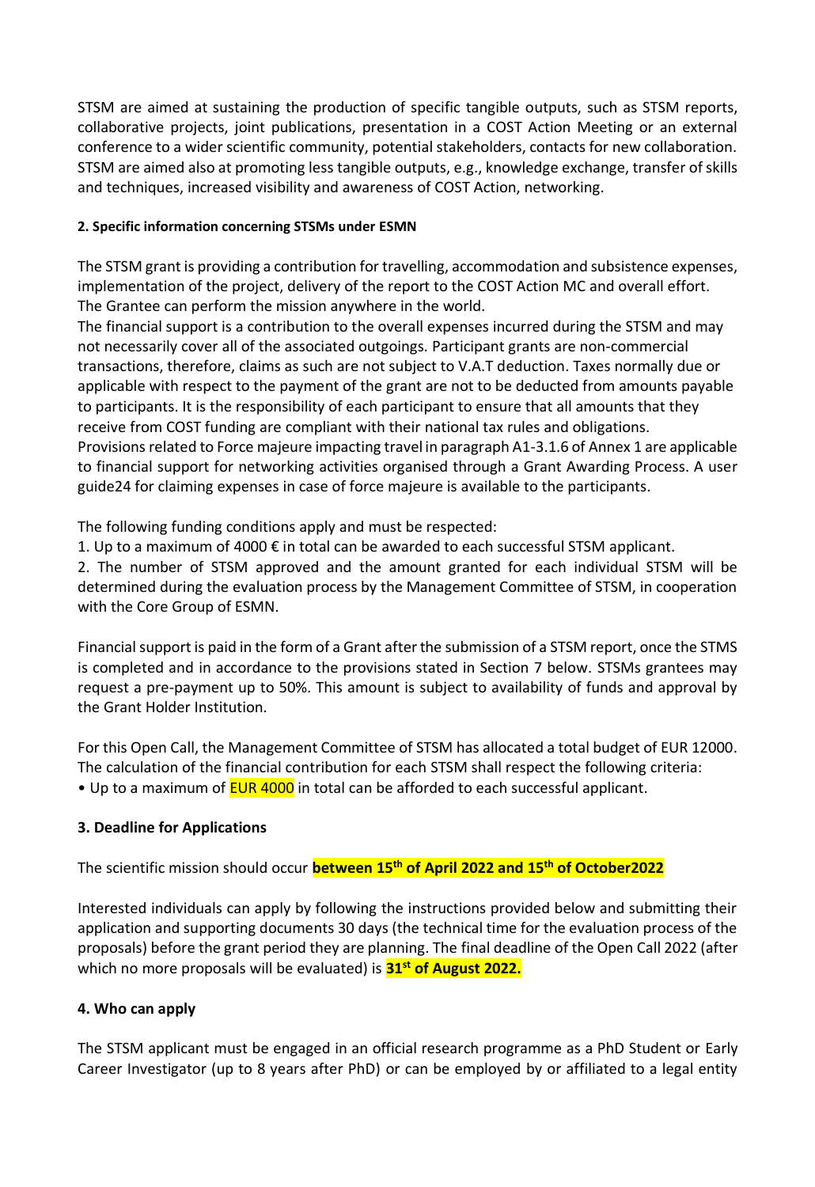STSM are aimed at sustaining the production of specific tangible outputs, such as STSM reports, collaborative projects, joint publications, presentation in a COST Action Meeting or an external conference to a wider scientific community, potential stakeholders, contacts for new collaboration. STSM are aimed also at promoting less tangible outputs, e.g., knowledge exchange, transfer of skills and techniques, increased visibility and awareness of COST Action, networking.

#### 2. Specific information concerning STSMs under ESMN

The STSM grant is providing a contribution for travelling, accommodation and subsistence expenses, implementation of the project, delivery of the report to the COST Action MC and overall effort. The Grantee can perform the mission anywhere in the world.

The financial support is a contribution to the overall expenses incurred during the STSM and may not necessarily cover all of the associated outgoings. Participant grants are non-commercial transactions, therefore, claims as such are not subject to V.A.T deduction. Taxes normally due or applicable with respect to the payment of the grant are not to be deducted from amounts payable to participants. It is the responsibility of each participant to ensure that all amounts that they receive from COST funding are compliant with their national tax rules and obligations.

Provisions related to Force majeure impacting travel in paragraph A1-3.1.6 of Annex 1 are applicable to financial support for networking activities organised through a Grant Awarding Process. A user guide24 for claiming expenses in case of force majeure is available to the participants.

The following funding conditions apply and must be respected:

1. Up to a maximum of 4000 € in total can be awarded to each successful STSM applicant.
2. The number of STSM approved and the amount granted for each individual STSM will be determined during the evaluation process by the Management Committee of STSM, in cooperation with the Core Group of ESMN.

Financial support is paid in the form of a Grant after the submission of a STSM report, once the STMS is completed and in accordance to the provisions stated in Section 7 below. STSMs grantees may request a pre-payment up to 50%. This amount is subject to availability of funds and approval by the Grant Holder Institution.

For this Open Call, the Management Committee of STSM has allocated a total budget of EUR 12000. The calculation of the financial contribution for each STSM shall respect the following criteria:

- Up to a maximum of EUR 4000 in total can be afforded to each successful applicant.

### 3. Deadline for Applications

The scientific mission should occur **between 15th of April 2022 and 15th of October2022**

Interested individuals can apply by following the instructions provided below and submitting their application and supporting documents 30 days (the technical time for the evaluation process of the proposals) before the grant period they are planning. The final deadline of the Open Call 2022 (after which no more proposals will be evaluated) is **31st of August 2022.**

### 4. Who can apply

The STSM applicant must be engaged in an official research programme as a PhD Student or Early Career Investigator (up to 8 years after PhD) or can be employed by or affiliated to a legal entity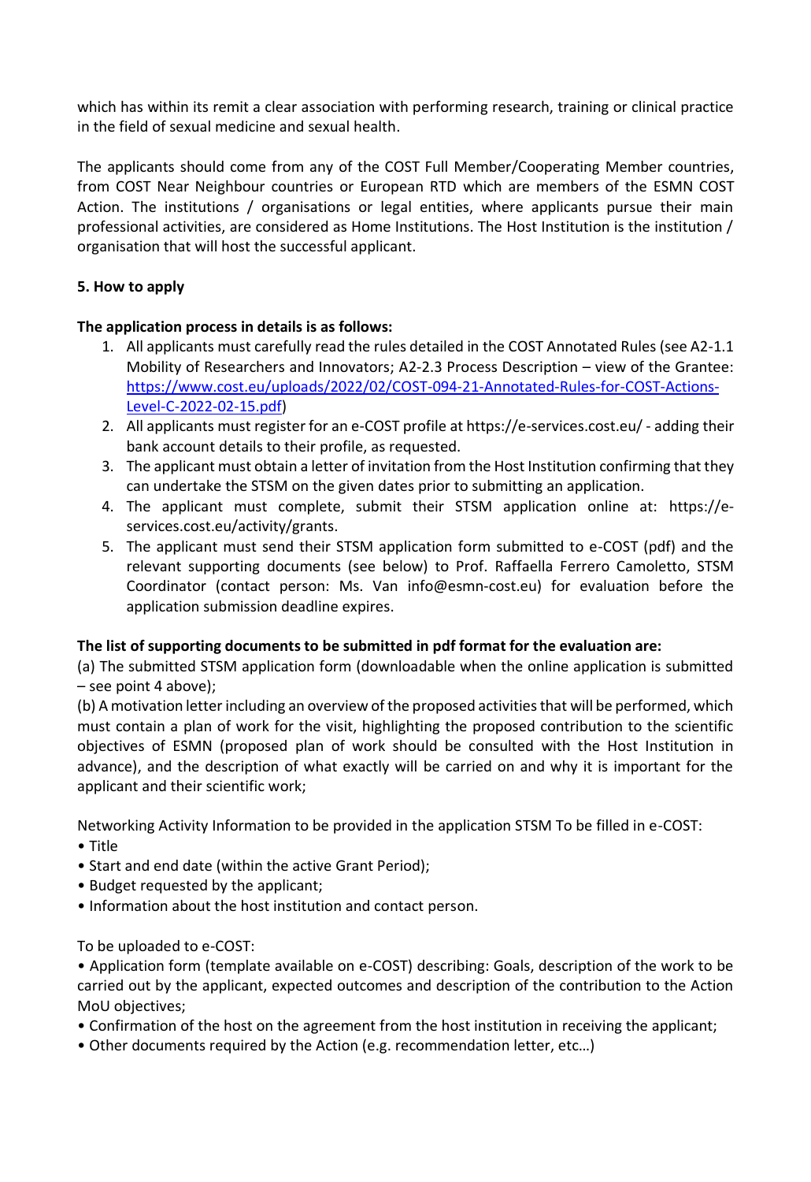which has within its remit a clear association with performing research, training or clinical practice in the field of sexual medicine and sexual health.

The applicants should come from any of the COST Full Member/Cooperating Member countries, from COST Near Neighbour countries or European RTD which are members of the ESMN COST Action. The institutions / organisations or legal entities, where applicants pursue their main professional activities, are considered as Home Institutions. The Host Institution is the institution / organisation that will host the successful applicant.

**5. How to apply**

**The application process in details is as follows:**

1. All applicants must carefully read the rules detailed in the COST Annotated Rules (see A2-1.1 Mobility of Researchers and Innovators; A2-2.3 Process Description – view of the Grantee: [https://www.cost.eu/uploads/2022/02/COST-094-21-Annotated-Rules-for-COST-Actions-Level-C-2022-02-15.pdf](https://www.cost.eu/uploads/2022/02/COST-094-21-Annotated-Rules-for-COST-Actions-Level-C-2022-02-15.pdf))
2. All applicants must register for an e-COST profile at https://e-services.cost.eu/ - adding their bank account details to their profile, as requested.
3. The applicant must obtain a letter of invitation from the Host Institution confirming that they can undertake the STSM on the given dates prior to submitting an application.
4. The applicant must complete, submit their STSM application online at: https://e-services.cost.eu/activity/grants.
5. The applicant must send their STSM application form submitted to e-COST (pdf) and the relevant supporting documents (see below) to Prof. Raffaella Ferrero Camoletto, STSM Coordinator (contact person: Ms. Van info@esmn-cost.eu) for evaluation before the application submission deadline expires.

**The list of supporting documents to be submitted in pdf format for the evaluation are:**

(a) The submitted STSM application form (downloadable when the online application is submitted – see point 4 above);

(b) A motivation letter including an overview of the proposed activities that will be performed, which must contain a plan of work for the visit, highlighting the proposed contribution to the scientific objectives of ESMN (proposed plan of work should be consulted with the Host Institution in advance), and the description of what exactly will be carried on and why it is important for the applicant and their scientific work;

Networking Activity Information to be provided in the application STSM To be filled in e-COST:

- Title
- Start and end date (within the active Grant Period);
- Budget requested by the applicant;
- Information about the host institution and contact person.

To be uploaded to e-COST:

- Application form (template available on e-COST) describing: Goals, description of the work to be carried out by the applicant, expected outcomes and description of the contribution to the Action MoU objectives;
- Confirmation of the host on the agreement from the host institution in receiving the applicant;
- Other documents required by the Action (e.g. recommendation letter, etc…)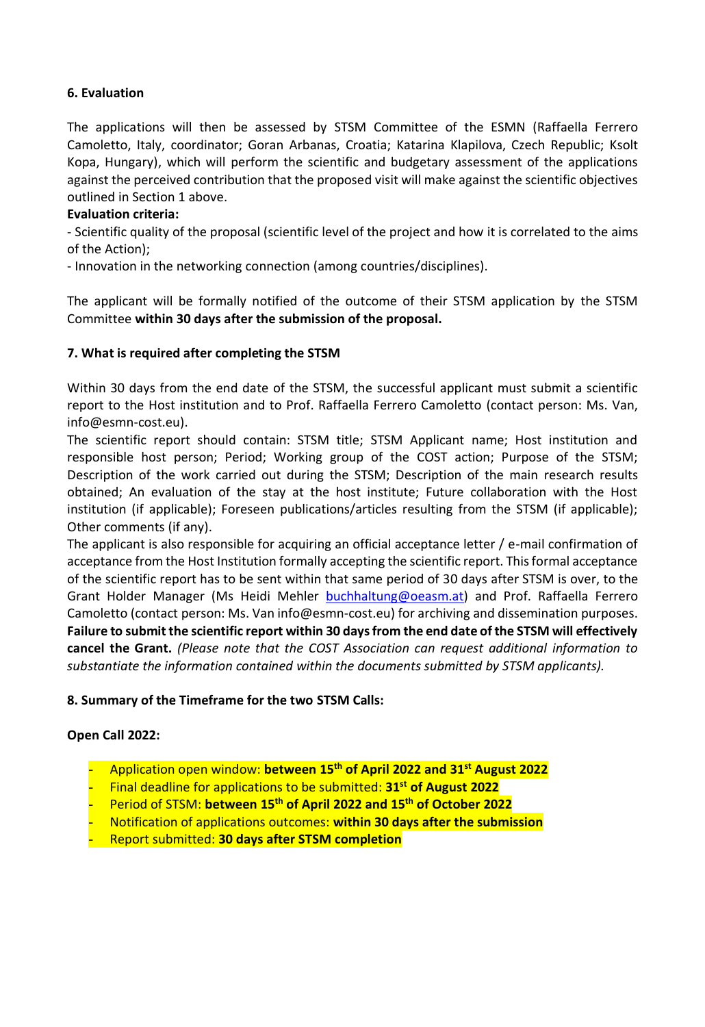**6. Evaluation**

The applications will then be assessed by STSM Committee of the ESMN (Raffaella Ferrero Camoletto, Italy, coordinator; Goran Arbanas, Croatia; Katarina Klapilova, Czech Republic; Ksolt Kopa, Hungary), which will perform the scientific and budgetary assessment of the applications against the perceived contribution that the proposed visit will make against the scientific objectives outlined in Section 1 above.

**Evaluation criteria:**

- Scientific quality of the proposal (scientific level of the project and how it is correlated to the aims of the Action);
- Innovation in the networking connection (among countries/disciplines).

The applicant will be formally notified of the outcome of their STSM application by the STSM Committee **within 30 days after the submission of the proposal.**

**7. What is required after completing the STSM**

Within 30 days from the end date of the STSM, the successful applicant must submit a scientific report to the Host institution and to Prof. Raffaella Ferrero Camoletto (contact person: Ms. Van, info@esmn-cost.eu).

The scientific report should contain: STSM title; STSM Applicant name; Host institution and responsible host person; Period; Working group of the COST action; Purpose of the STSM; Description of the work carried out during the STSM; Description of the main research results obtained; An evaluation of the stay at the host institute; Future collaboration with the Host institution (if applicable); Foreseen publications/articles resulting from the STSM (if applicable); Other comments (if any).

The applicant is also responsible for acquiring an official acceptance letter / e-mail confirmation of acceptance from the Host Institution formally accepting the scientific report. This formal acceptance of the scientific report has to be sent within that same period of 30 days after STSM is over, to the Grant Holder Manager (Ms Heidi Mehler buchhaltung@oeasm.at) and Prof. Raffaella Ferrero Camoletto (contact person: Ms. Van info@esmn-cost.eu) for archiving and dissemination purposes. **Failure to submit the scientific report within 30 days from the end date of the STSM will effectively cancel the Grant.** *(Please note that the COST Association can request additional information to substantiate the information contained within the documents submitted by STSM applicants).*

**8. Summary of the Timeframe for the two STSM Calls:**

**Open Call 2022:**

- Application open window: **between 15th of April 2022 and 31st August 2022**
- Final deadline for applications to be submitted: **31st of August 2022**
- Period of STSM: **between 15th of April 2022 and 15th of October 2022**
- Notification of applications outcomes: **within 30 days after the submission**
- Report submitted: **30 days after STSM completion**